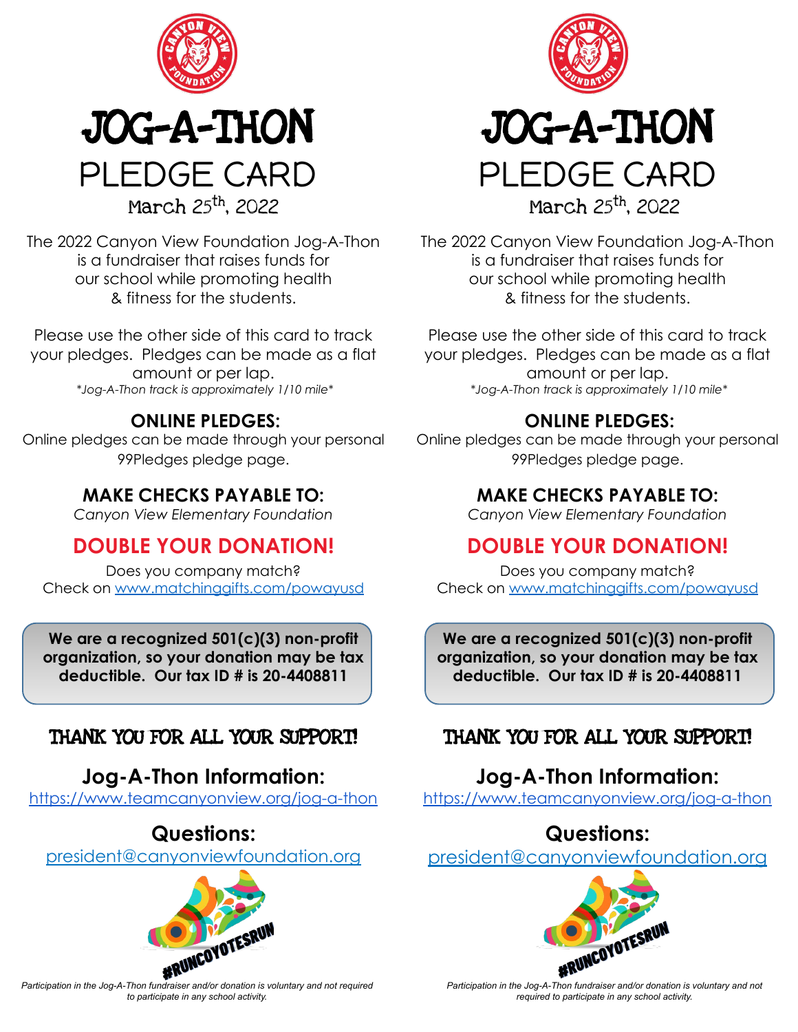# JOG-A-THON

## PLEDGE CARD

March 25th, 2022

The 2022 Canyon View Foundation Jog-A-Thon is a fundraiser that raises funds for our school while promoting health & fitness for the students.

Please use the other side of this card to track your pledges. Pledges can be made as a flat amount or per lap.

*\*Jog-A-Thon track is approximately 1/10 mile\**

**ONLINE PLEDGES:**

Online pledges can be made through your personal 99Pledges pledge page.

**MAKE CHECKS PAYABLE TO:**

*Canyon View Elementary Foundation*

**DOUBLE YOUR DONATION!**

Does you company match?
Check on www.matchinggifts.com/powayusd

**We are a recognized 501(c)(3) non-profit organization, so your donation may be tax deductible. Our tax ID # is 20-4408811**

THANK YOU FOR ALL YOUR SUPPORT!

**Jog-A-Thon Information:**

https://www.teamcanyonview.org/jog-a-thon

**Questions:**

president@canyonviewfoundation.org

#RUNCOYOTESRUN

*Participation in the Jog-A-Thon fundraiser and/or donation is voluntary and not required to participate in any school activity.*

# JOG-A-THON

## PLEDGE CARD

March 25th, 2022

The 2022 Canyon View Foundation Jog-A-Thon is a fundraiser that raises funds for our school while promoting health & fitness for the students.

Please use the other side of this card to track your pledges. Pledges can be made as a flat amount or per lap.

*\*Jog-A-Thon track is approximately 1/10 mile\**

**ONLINE PLEDGES:**

Online pledges can be made through your personal 99Pledges pledge page.

**MAKE CHECKS PAYABLE TO:**

*Canyon View Elementary Foundation*

**DOUBLE YOUR DONATION!**

Does you company match?
Check on www.matchinggifts.com/powayusd

**We are a recognized 501(c)(3) non-profit organization, so your donation may be tax deductible. Our tax ID # is 20-4408811**

THANK YOU FOR ALL YOUR SUPPORT!

**Jog-A-Thon Information:**

https://www.teamcanyonview.org/jog-a-thon

**Questions:**

president@canyonviewfoundation.org

#RUNCOYOTESRUN

*Participation in the Jog-A-Thon fundraiser and/or donation is voluntary and not required to participate in any school activity.*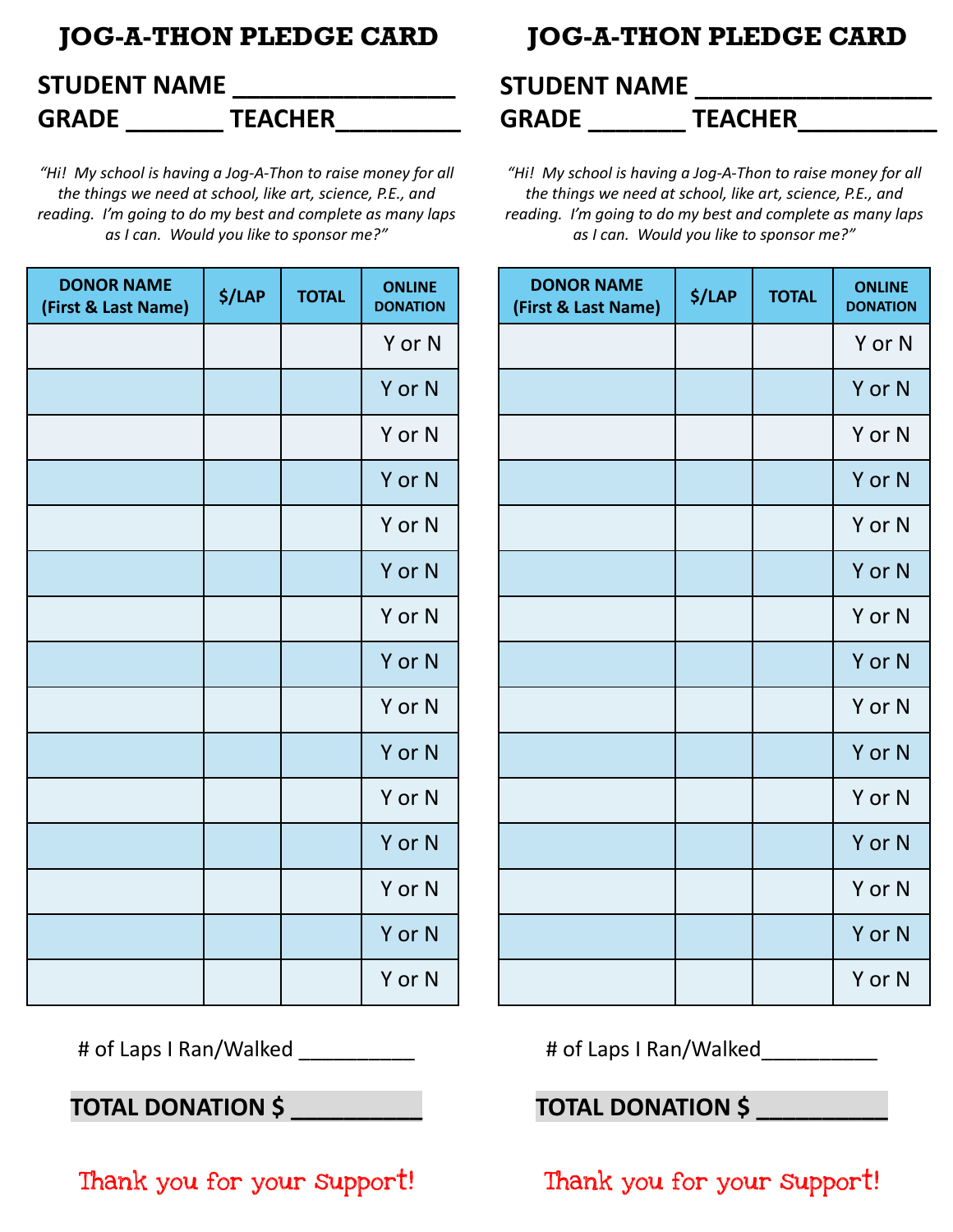# JOG-A-THON PLEDGE CARD

**STUDENT NAME _________________**
**GRADE _______ TEACHER_________**

*"Hi! My school is having a Jog-A-Thon to raise money for all the things we need at school, like art, science, P.E., and reading. I'm going to do my best and complete as many laps as I can. Would you like to sponsor me?"*

| DONOR NAME (First & Last Name) | $/LAP | TOTAL | ONLINE DONATION |
|---|---|---|---|
| | | | Y or N |
| | | | Y or N |
| | | | Y or N |
| | | | Y or N |
| | | | Y or N |
| | | | Y or N |
| | | | Y or N |
| | | | Y or N |
| | | | Y or N |
| | | | Y or N |
| | | | Y or N |
| | | | Y or N |
| | | | Y or N |
| | | | Y or N |
| | | | Y or N |

# of Laps I Ran/Walked __________

**TOTAL DONATION $ __________**

Thank you for your Support!

# JOG-A-THON PLEDGE CARD

**STUDENT NAME _________________**
**GRADE _______ TEACHER__________**

*"Hi! My school is having a Jog-A-Thon to raise money for all the things we need at school, like art, science, P.E., and reading. I'm going to do my best and complete as many laps as I can. Would you like to sponsor me?"*

| DONOR NAME (First & Last Name) | $/LAP | TOTAL | ONLINE DONATION |
|---|---|---|---|
| | | | Y or N |
| | | | Y or N |
| | | | Y or N |
| | | | Y or N |
| | | | Y or N |
| | | | Y or N |
| | | | Y or N |
| | | | Y or N |
| | | | Y or N |
| | | | Y or N |
| | | | Y or N |
| | | | Y or N |
| | | | Y or N |
| | | | Y or N |
| | | | Y or N |

# of Laps I Ran/Walked__________

**TOTAL DONATION $ __________**

Thank you for your Support!